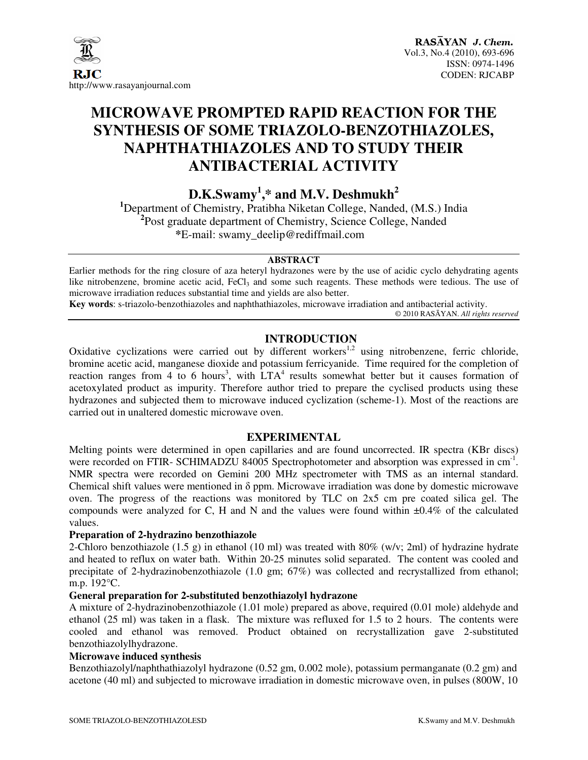# MICROWAVE PROMPTED RAPID REACTION FOR THE SYNTHESIS OF SOME TRIAZOLO-BENZOTHIAZOLES, NAPHTHATHIAZOLES AND TO STUDY THEIR ANTIBACTERIAL ACTIVITY

**D.K.Swamy[1],* and M.V. Deshmukh[2]**

[1]Department of Chemistry, Pratibha Niketan College, Nanded, (M.S.) India

[2]Post graduate department of Chemistry, Science College, Nanded

*E-mail: swamy_deelip@rediffmail.com

## ABSTRACT

Earlier methods for the ring closure of aza heteryl hydrazones were by the use of acidic cyclo dehydrating agents like nitrobenzene, bromine acetic acid, $FeCl_3$ and some such reagents. These methods were tedious. The use of microwave irradiation reduces substantial time and yields are also better.

**Key words**: s-triazolo-benzothiazoles and naphthathiazoles, microwave irradiation and antibacterial activity.

© 2010 RASĀYAN. *All rights reserved*

## INTRODUCTION

Oxidative cyclizations were carried out by different workers[1,2] using nitrobenzene, ferric chloride, bromine acetic acid, manganese dioxide and potassium ferricyanide. Time required for the completion of reaction ranges from 4 to 6 hours[3], with LTA[4] results somewhat better but it causes formation of acetoxylated product as impurity. Therefore author tried to prepare the cyclised products using these hydrazones and subjected them to microwave induced cyclization (scheme-1). Most of the reactions are carried out in unaltered domestic microwave oven.

## EXPERIMENTAL

Melting points were determined in open capillaries and are found uncorrected. IR spectra (KBr discs) were recorded on FTIR- SCHIMADZU 84005 Spectrophotometer and absorption was expressed in $cm^{-1}$. NMR spectra were recorded on Gemini 200 MHz spectrometer with TMS as an internal standard. Chemical shift values were mentioned in δ ppm. Microwave irradiation was done by domestic microwave oven. The progress of the reactions was monitored by TLC on 2x5 cm pre coated silica gel. The compounds were analyzed for C, H and N and the values were found within ±0.4% of the calculated values.

### Preparation of 2-hydrazino benzothiazole

2-Chloro benzothiazole (1.5 g) in ethanol (10 ml) was treated with 80% (w/v; 2ml) of hydrazine hydrate and heated to reflux on water bath. Within 20-25 minutes solid separated. The content was cooled and precipitate of 2-hydrazinobenzothiazole (1.0 gm; 67%) was collected and recrystallized from ethanol; m.p. 192°C.

### General preparation for 2-substituted benzothiazolyl hydrazone

A mixture of 2-hydrazinobenzothiazole (1.01 mole) prepared as above, required (0.01 mole) aldehyde and ethanol (25 ml) was taken in a flask. The mixture was refluxed for 1.5 to 2 hours. The contents were cooled and ethanol was removed. Product obtained on recrystallization gave 2-substituted benzothiazolylhydrazone.

### Microwave induced synthesis

Benzothiazolyl/naphthathiazolyl hydrazone (0.52 gm, 0.002 mole), potassium permanganate (0.2 gm) and acetone (40 ml) and subjected to microwave irradiation in domestic microwave oven, in pulses (800W, 10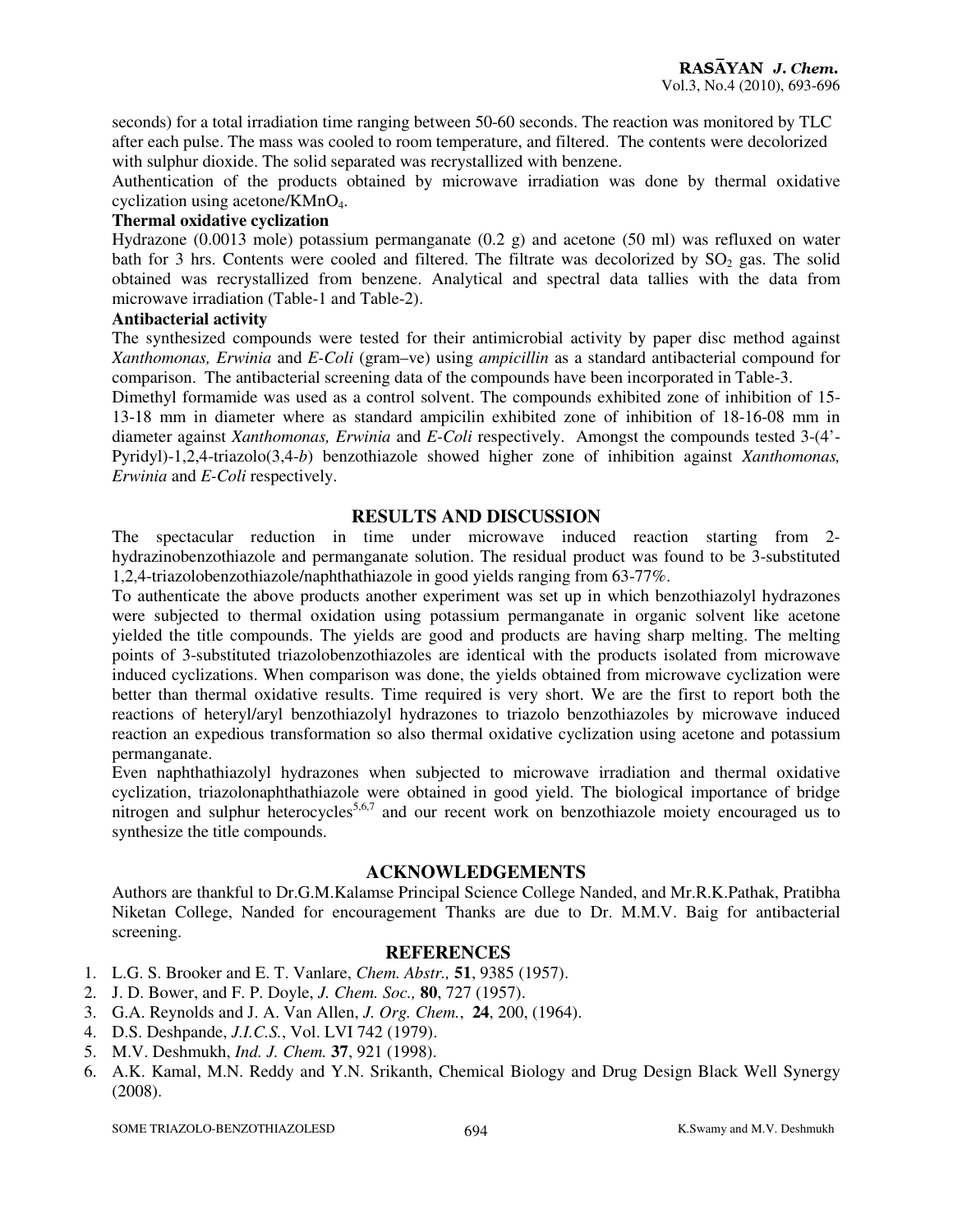seconds) for a total irradiation time ranging between 50-60 seconds. The reaction was monitored by TLC after each pulse. The mass was cooled to room temperature, and filtered. The contents were decolorized with sulphur dioxide. The solid separated was recrystallized with benzene.

Authentication of the products obtained by microwave irradiation was done by thermal oxidative cyclization using acetone/$KMnO_4$.

**Thermal oxidative cyclization**

Hydrazone (0.0013 mole) potassium permanganate (0.2 g) and acetone (50 ml) was refluxed on water bath for 3 hrs. Contents were cooled and filtered. The filtrate was decolorized by $SO_2$ gas. The solid obtained was recrystallized from benzene. Analytical and spectral data tallies with the data from microwave irradiation (Table-1 and Table-2).

**Antibacterial activity**

The synthesized compounds were tested for their antimicrobial activity by paper disc method against *Xanthomonas, Erwinia* and *E-Coli* (gram–ve) using *ampicillin* as a standard antibacterial compound for comparison. The antibacterial screening data of the compounds have been incorporated in Table-3.

Dimethyl formamide was used as a control solvent. The compounds exhibited zone of inhibition of 15-13-18 mm in diameter where as standard ampicilin exhibited zone of inhibition of 18-16-08 mm in diameter against *Xanthomonas, Erwinia* and *E-Coli* respectively. Amongst the compounds tested 3-(4'-Pyridyl)-1,2,4-triazolo(3,4-*b*) benzothiazole showed higher zone of inhibition against *Xanthomonas, Erwinia* and *E-Coli* respectively.

## RESULTS AND DISCUSSION

The spectacular reduction in time under microwave induced reaction starting from 2-hydrazinobenzothiazole and permanganate solution. The residual product was found to be 3-substituted 1,2,4-triazolobenzothiazole/naphthathiazole in good yields ranging from 63-77%.

To authenticate the above products another experiment was set up in which benzothiazolyl hydrazones were subjected to thermal oxidation using potassium permanganate in organic solvent like acetone yielded the title compounds. The yields are good and products are having sharp melting. The melting points of 3-substituted triazolobenzothiazoles are identical with the products isolated from microwave induced cyclizations. When comparison was done, the yields obtained from microwave cyclization were better than thermal oxidative results. Time required is very short. We are the first to report both the reactions of heteryl/aryl benzothiazolyl hydrazones to triazolo benzothiazoles by microwave induced reaction an expedious transformation so also thermal oxidative cyclization using acetone and potassium permanganate.

Even naphthathiazolyl hydrazones when subjected to microwave irradiation and thermal oxidative cyclization, triazolonaphthathiazole were obtained in good yield. The biological importance of bridge nitrogen and sulphur heterocycles[5,6,7] and our recent work on benzothiazole moiety encouraged us to synthesize the title compounds.

## ACKNOWLEDGEMENTS

Authors are thankful to Dr.G.M.Kalamse Principal Science College Nanded, and Mr.R.K.Pathak, Pratibha Niketan College, Nanded for encouragement Thanks are due to Dr. M.M.V. Baig for antibacterial screening.

## REFERENCES

1. L.G. S. Brooker and E. T. Vanlare, *Chem. Abstr.,* **51**, 9385 (1957).
2. J. D. Bower, and F. P. Doyle, *J. Chem. Soc.,* **80**, 727 (1957).
3. G.A. Reynolds and J. A. Van Allen, *J. Org. Chem.*, **24**, 200, (1964).
4. D.S. Deshpande, *J.I.C.S.*, Vol. LVI 742 (1979).
5. M.V. Deshmukh, *Ind. J. Chem.* **37**, 921 (1998).
6. A.K. Kamal, M.N. Reddy and Y.N. Srikanth, Chemical Biology and Drug Design Black Well Synergy (2008).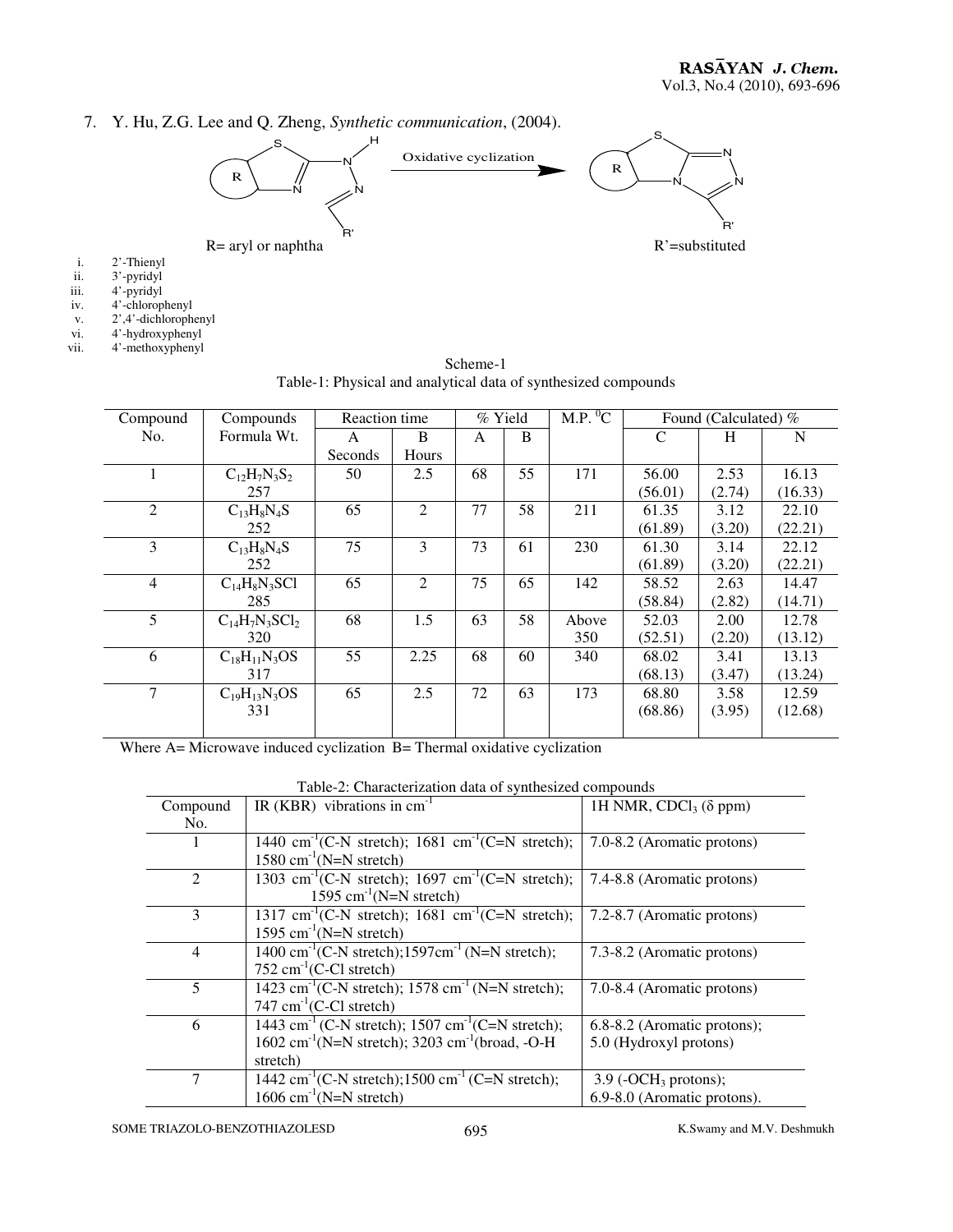7. Y. Hu, Z.G. Lee and Q. Zheng, *Synthetic communication*, (2004).

Oxidative cyclization

R= aryl or naphtha

R'=substituted

i. 2'-Thienyl
ii. 3'-pyridyl
iii. 4'-pyridyl
iv. 4'-chlorophenyl
v. 2',4'-dichlorophenyl
vi. 4'-hydroxyphenyl
vii. 4'-methoxyphenyl

Scheme-1

Table-1: Physical and analytical data of synthesized compounds

| Compound No. | Compounds Formula Wt. | Reaction time | | % Yield | | M.P. $^0$C | Found (Calculated) % | | |
|---|---|---|---|---|---|---|---|---|---|
| | | A Seconds | B Hours | A | B | | C | H | N |
| 1 | $C_{12}H_7N_3S_2$ 257 | 50 | 2.5 | 68 | 55 | 171 | 56.00 (56.01) | 2.53 (2.74) | 16.13 (16.33) |
| 2 | $C_{13}H_8N_4S$ 252 | 65 | 2 | 77 | 58 | 211 | 61.35 (61.89) | 3.12 (3.20) | 22.10 (22.21) |
| 3 | $C_{13}H_8N_4S$ 252 | 75 | 3 | 73 | 61 | 230 | 61.30 (61.89) | 3.14 (3.20) | 22.12 (22.21) |
| 4 | $C_{14}H_8N_3SCl$ 285 | 65 | 2 | 75 | 65 | 142 | 58.52 (58.84) | 2.63 (2.82) | 14.47 (14.71) |
| 5 | $C_{14}H_7N_3SCl_2$ 320 | 68 | 1.5 | 63 | 58 | Above 350 | 52.03 (52.51) | 2.00 (2.20) | 12.78 (13.12) |
| 6 | $C_{18}H_{11}N_3OS$ 317 | 55 | 2.25 | 68 | 60 | 340 | 68.02 (68.13) | 3.41 (3.47) | 13.13 (13.24) |
| 7 | $C_{19}H_{13}N_3OS$ 331 | 65 | 2.5 | 72 | 63 | 173 | 68.80 (68.86) | 3.58 (3.95) | 12.59 (12.68) |

Where A= Microwave induced cyclization B= Thermal oxidative cyclization

Table-2: Characterization data of synthesized compounds

| Compound No. | IR (KBR) vibrations in cm$^{-1}$ | 1H NMR, $CDCl_3$ (δ ppm) |
|---|---|---|
| 1 | 1440 cm$^{-1}$(C-N stretch); 1681 cm$^{-1}$(C=N stretch); 1580 cm$^{-1}$(N=N stretch) | 7.0-8.2 (Aromatic protons) |
| 2 | 1303 cm$^{-1}$(C-N stretch); 1697 cm$^{-1}$(C=N stretch); 1595 cm$^{-1}$(N=N stretch) | 7.4-8.8 (Aromatic protons) |
| 3 | 1317 cm$^{-1}$(C-N stretch); 1681 cm$^{-1}$(C=N stretch); 1595 cm$^{-1}$(N=N stretch) | 7.2-8.7 (Aromatic protons) |
| 4 | 1400 cm$^{-1}$(C-N stretch);1597cm$^{-1}$ (N=N stretch); 752 cm$^{-1}$(C-Cl stretch) | 7.3-8.2 (Aromatic protons) |
| 5 | 1423 cm$^{-1}$(C-N stretch); 1578 cm$^{-1}$ (N=N stretch); 747 cm$^{-1}$(C-Cl stretch) | 7.0-8.4 (Aromatic protons) |
| 6 | 1443 cm$^{-1}$ (C-N stretch); 1507 cm$^{-1}$(C=N stretch); 1602 cm$^{-1}$(N=N stretch); 3203 cm$^{-1}$(broad, -O-H stretch) | 6.8-8.2 (Aromatic protons); 5.0 (Hydroxyl protons) |
| 7 | 1442 cm$^{-1}$(C-N stretch);1500 cm$^{-1}$ (C=N stretch); 1606 cm$^{-1}$(N=N stretch) | 3.9 (-$OCH_3$ protons); 6.9-8.0 (Aromatic protons). |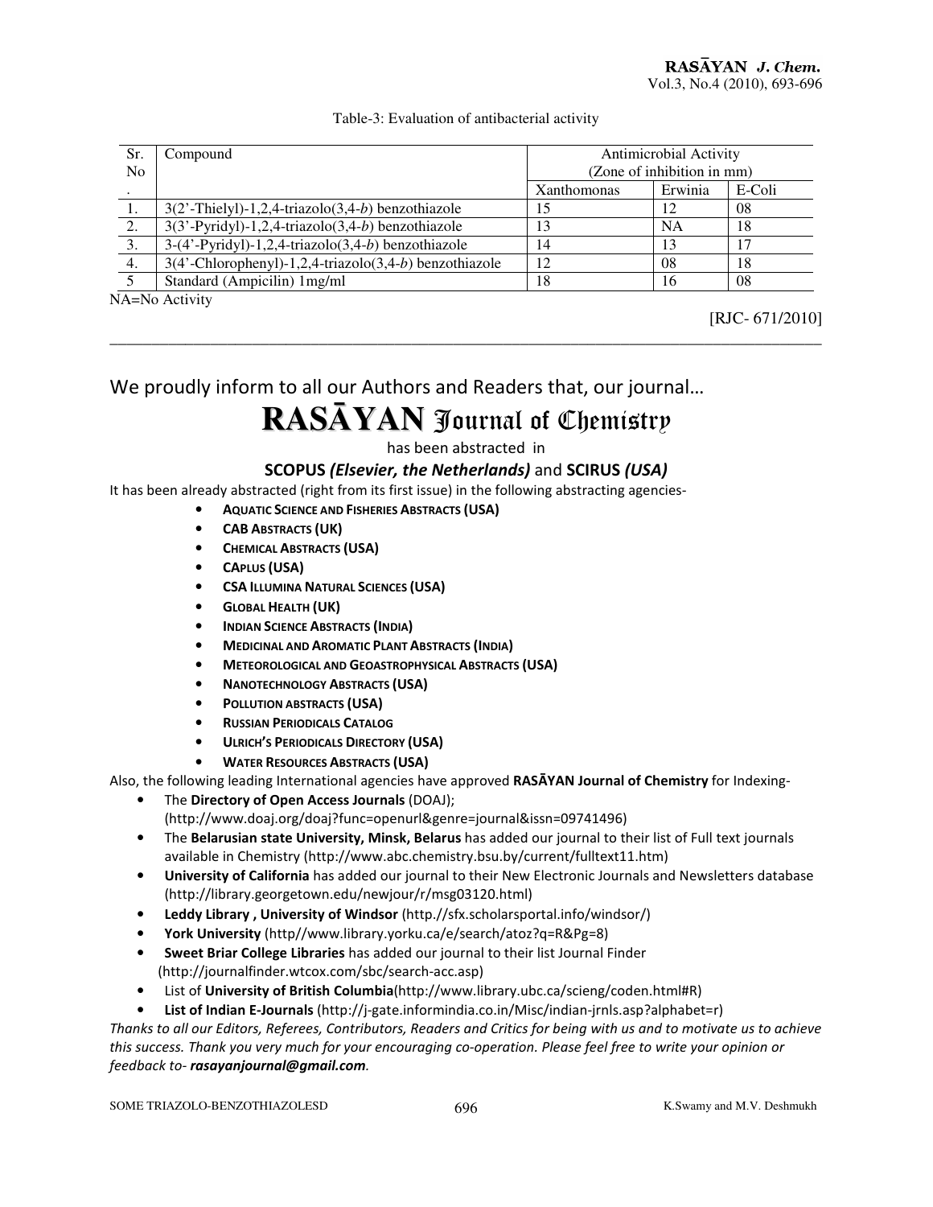Table-3: Evaluation of antibacterial activity

| Sr. No. | Compound | Antimicrobial Activity (Zone of inhibition in mm) | | |
|---|---|---|---|---|
| | | Xanthomonas | Erwinia | E-Coli |
| 1. | 3(2'-Thielyl)-1,2,4-triazolo(3,4-*b*) benzothiazole | 15 | 12 | 08 |
| 2. | 3(3'-Pyridyl)-1,2,4-triazolo(3,4-*b*) benzothiazole | 13 | NA | 18 |
| 3. | 3-(4'-Pyridyl)-1,2,4-triazolo(3,4-*b*) benzothiazole | 14 | 13 | 17 |
| 4. | 3(4'-Chlorophenyl)-1,2,4-triazolo(3,4-*b*) benzothiazole | 12 | 08 | 18 |
| 5 | Standard (Ampicilin) 1mg/ml | 18 | 16 | 08 |

NA=No Activity

[RJC- 671/2010]

---

We proudly inform to all our Authors and Readers that, our journal…

# RASĀYAN Journal of Chemistry

has been abstracted in

**SCOPUS *(Elsevier, the Netherlands)*** and **SCIRUS *(USA)***

It has been already abstracted (right from its first issue) in the following abstracting agencies-

- **AQUATIC SCIENCE AND FISHERIES ABSTRACTS (USA)**
- **CAB ABSTRACTS (UK)**
- **CHEMICAL ABSTRACTS (USA)**
- **CAPLUS (USA)**
- **CSA ILLUMINA NATURAL SCIENCES (USA)**
- **GLOBAL HEALTH (UK)**
- **INDIAN SCIENCE ABSTRACTS (INDIA)**
- **MEDICINAL AND AROMATIC PLANT ABSTRACTS (INDIA)**
- **METEOROLOGICAL AND GEOASTROPHYSICAL ABSTRACTS (USA)**
- **NANOTECHNOLOGY ABSTRACTS (USA)**
- **POLLUTION ABSTRACTS (USA)**
- **RUSSIAN PERIODICALS CATALOG**
- **ULRICH'S PERIODICALS DIRECTORY (USA)**
- **WATER RESOURCES ABSTRACTS (USA)**

Also, the following leading International agencies have approved **RASĀYAN Journal of Chemistry** for Indexing-

- The **Directory of Open Access Journals** (DOAJ); (http://www.doaj.org/doaj?func=openurl&genre=journal&issn=09741496)
- The **Belarusian state University, Minsk, Belarus** has added our journal to their list of Full text journals available in Chemistry (http://www.abc.chemistry.bsu.by/current/fulltext11.htm)
- **University of California** has added our journal to their New Electronic Journals and Newsletters database (http://library.georgetown.edu/newjour/r/msg03120.html)
- **Leddy Library , University of Windsor** (http.//sfx.scholarsportal.info/windsor/)
- **York University** (http//www.library.yorku.ca/e/search/atoz?q=R&Pg=8)
- **Sweet Briar College Libraries** has added our journal to their list Journal Finder (http://journalfinder.wtcox.com/sbc/search-acc.asp)
- List of **University of British Columbia**(http://www.library.ubc.ca/scieng/coden.html#R)
- **List of Indian E-Journals** (http://j-gate.informindia.co.in/Misc/indian-jrnls.asp?alphabet=r)

*Thanks to all our Editors, Referees, Contributors, Readers and Critics for being with us and to motivate us to achieve this success. Thank you very much for your encouraging co-operation. Please feel free to write your opinion or feedback to- **rasayanjournal@gmail.com**.*